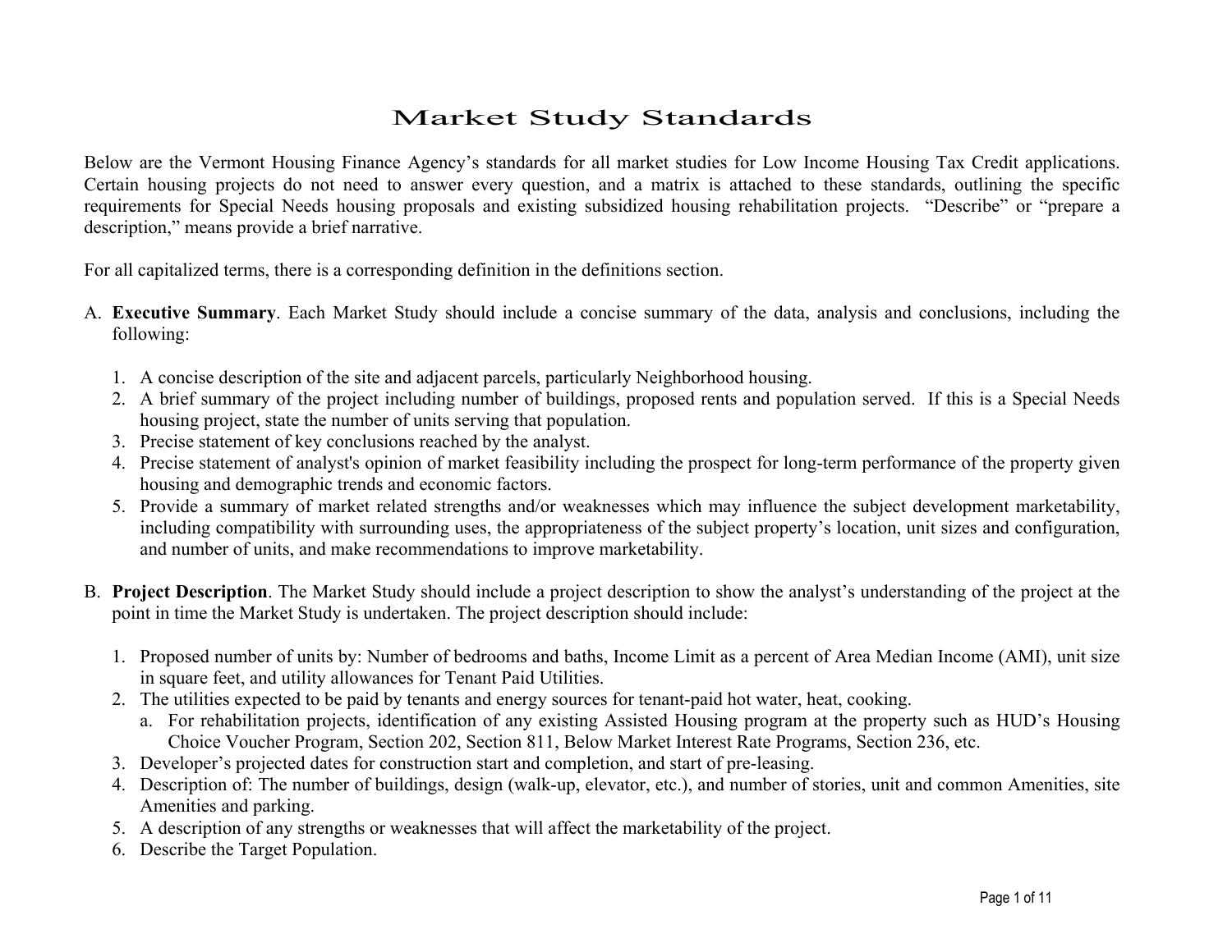# Market Study Standards

Below are the Vermont Housing Finance Agency's standards for all market studies for Low Income Housing Tax Credit applications. Certain housing projects do not need to answer every question, and a matrix is attached to these standards, outlining the specific requirements for Special Needs housing proposals and existing subsidized housing rehabilitation projects. "Describe" or "prepare a description," means provide a brief narrative.

For all capitalized terms, there is a corresponding definition in the definitions section.

A. **Executive Summary**. Each Market Study should include a concise summary of the data, analysis and conclusions, including the following:

   1. A concise description of the site and adjacent parcels, particularly Neighborhood housing.
   2. A brief summary of the project including number of buildings, proposed rents and population served. If this is a Special Needs housing project, state the number of units serving that population.
   3. Precise statement of key conclusions reached by the analyst.
   4. Precise statement of analyst's opinion of market feasibility including the prospect for long-term performance of the property given housing and demographic trends and economic factors.
   5. Provide a summary of market related strengths and/or weaknesses which may influence the subject development marketability, including compatibility with surrounding uses, the appropriateness of the subject property's location, unit sizes and configuration, and number of units, and make recommendations to improve marketability.

B. **Project Description**. The Market Study should include a project description to show the analyst's understanding of the project at the point in time the Market Study is undertaken. The project description should include:

   1. Proposed number of units by: Number of bedrooms and baths, Income Limit as a percent of Area Median Income (AMI), unit size in square feet, and utility allowances for Tenant Paid Utilities.
   2. The utilities expected to be paid by tenants and energy sources for tenant-paid hot water, heat, cooking.
      a. For rehabilitation projects, identification of any existing Assisted Housing program at the property such as HUD's Housing Choice Voucher Program, Section 202, Section 811, Below Market Interest Rate Programs, Section 236, etc.
   3. Developer's projected dates for construction start and completion, and start of pre-leasing.
   4. Description of: The number of buildings, design (walk-up, elevator, etc.), and number of stories, unit and common Amenities, site Amenities and parking.
   5. A description of any strengths or weaknesses that will affect the marketability of the project.
   6. Describe the Target Population.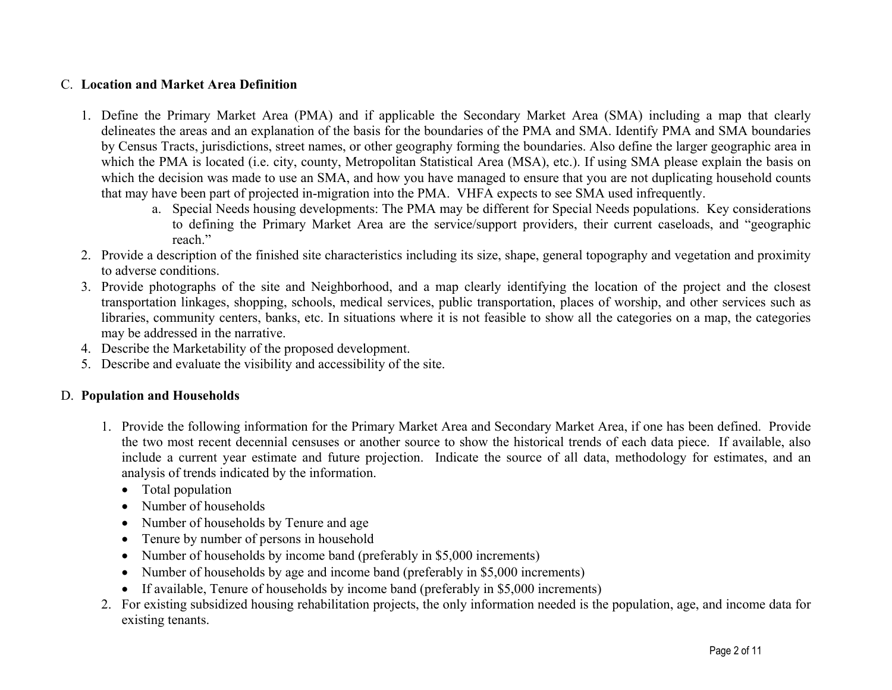C. **Location and Market Area Definition**

1. Define the Primary Market Area (PMA) and if applicable the Secondary Market Area (SMA) including a map that clearly delineates the areas and an explanation of the basis for the boundaries of the PMA and SMA. Identify PMA and SMA boundaries by Census Tracts, jurisdictions, street names, or other geography forming the boundaries. Also define the larger geographic area in which the PMA is located (i.e. city, county, Metropolitan Statistical Area (MSA), etc.). If using SMA please explain the basis on which the decision was made to use an SMA, and how you have managed to ensure that you are not duplicating household counts that may have been part of projected in-migration into the PMA. VHFA expects to see SMA used infrequently.
   a. Special Needs housing developments: The PMA may be different for Special Needs populations. Key considerations to defining the Primary Market Area are the service/support providers, their current caseloads, and "geographic reach."
2. Provide a description of the finished site characteristics including its size, shape, general topography and vegetation and proximity to adverse conditions.
3. Provide photographs of the site and Neighborhood, and a map clearly identifying the location of the project and the closest transportation linkages, shopping, schools, medical services, public transportation, places of worship, and other services such as libraries, community centers, banks, etc. In situations where it is not feasible to show all the categories on a map, the categories may be addressed in the narrative.
4. Describe the Marketability of the proposed development.
5. Describe and evaluate the visibility and accessibility of the site.

D. **Population and Households**

1. Provide the following information for the Primary Market Area and Secondary Market Area, if one has been defined. Provide the two most recent decennial censuses or another source to show the historical trends of each data piece. If available, also include a current year estimate and future projection. Indicate the source of all data, methodology for estimates, and an analysis of trends indicated by the information.
   - Total population
   - Number of households
   - Number of households by Tenure and age
   - Tenure by number of persons in household
   - Number of households by income band (preferably in $5,000 increments)
   - Number of households by age and income band (preferably in $5,000 increments)
   - If available, Tenure of households by income band (preferably in $5,000 increments)
2. For existing subsidized housing rehabilitation projects, the only information needed is the population, age, and income data for existing tenants.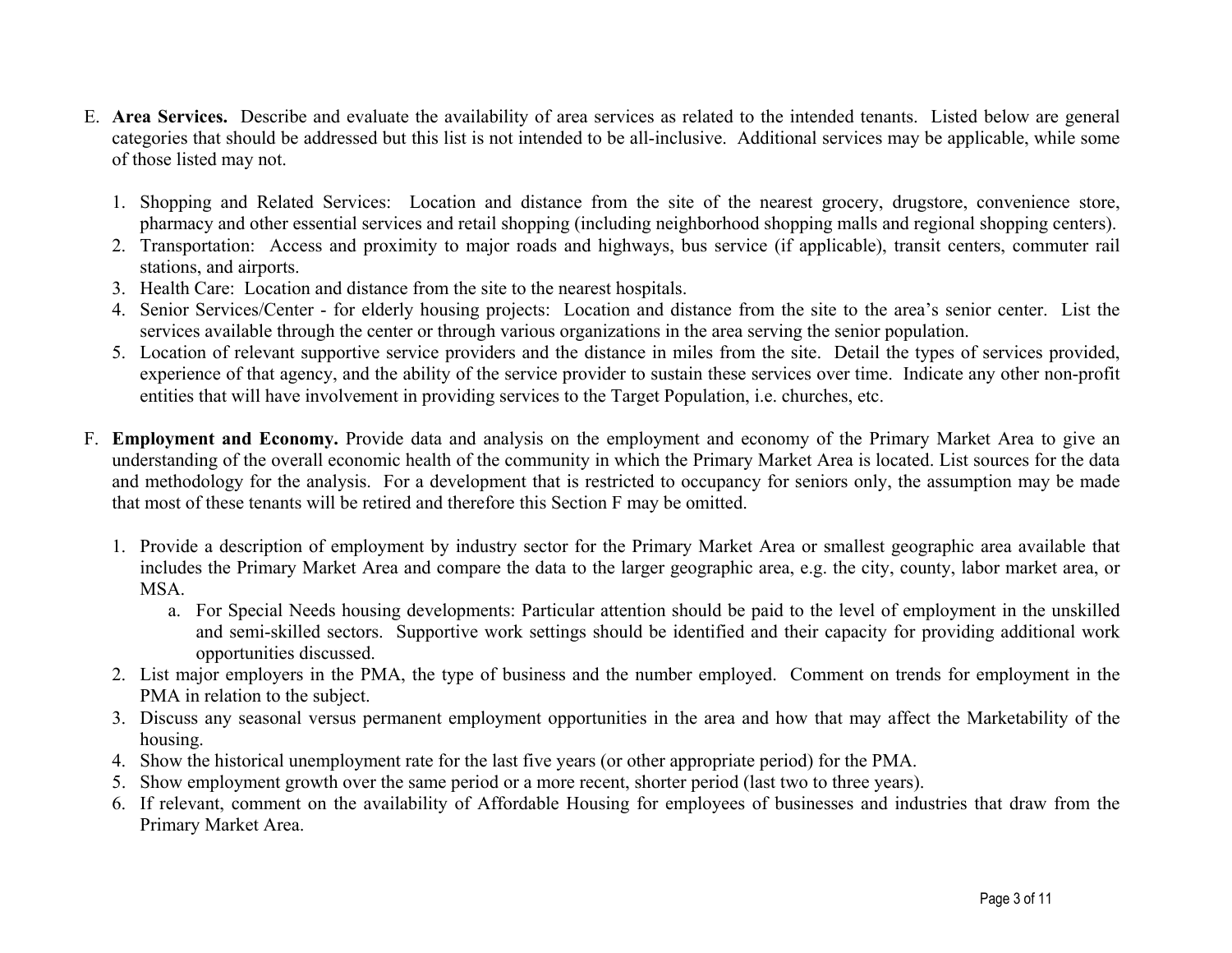E. **Area Services.** Describe and evaluate the availability of area services as related to the intended tenants. Listed below are general categories that should be addressed but this list is not intended to be all-inclusive. Additional services may be applicable, while some of those listed may not.

   1. Shopping and Related Services: Location and distance from the site of the nearest grocery, drugstore, convenience store, pharmacy and other essential services and retail shopping (including neighborhood shopping malls and regional shopping centers).
   2. Transportation: Access and proximity to major roads and highways, bus service (if applicable), transit centers, commuter rail stations, and airports.
   3. Health Care: Location and distance from the site to the nearest hospitals.
   4. Senior Services/Center - for elderly housing projects: Location and distance from the site to the area's senior center. List the services available through the center or through various organizations in the area serving the senior population.
   5. Location of relevant supportive service providers and the distance in miles from the site. Detail the types of services provided, experience of that agency, and the ability of the service provider to sustain these services over time. Indicate any other non-profit entities that will have involvement in providing services to the Target Population, i.e. churches, etc.

F. **Employment and Economy.** Provide data and analysis on the employment and economy of the Primary Market Area to give an understanding of the overall economic health of the community in which the Primary Market Area is located. List sources for the data and methodology for the analysis. For a development that is restricted to occupancy for seniors only, the assumption may be made that most of these tenants will be retired and therefore this Section F may be omitted.

   1. Provide a description of employment by industry sector for the Primary Market Area or smallest geographic area available that includes the Primary Market Area and compare the data to the larger geographic area, e.g. the city, county, labor market area, or MSA.
      a. For Special Needs housing developments: Particular attention should be paid to the level of employment in the unskilled and semi-skilled sectors. Supportive work settings should be identified and their capacity for providing additional work opportunities discussed.
   2. List major employers in the PMA, the type of business and the number employed. Comment on trends for employment in the PMA in relation to the subject.
   3. Discuss any seasonal versus permanent employment opportunities in the area and how that may affect the Marketability of the housing.
   4. Show the historical unemployment rate for the last five years (or other appropriate period) for the PMA.
   5. Show employment growth over the same period or a more recent, shorter period (last two to three years).
   6. If relevant, comment on the availability of Affordable Housing for employees of businesses and industries that draw from the Primary Market Area.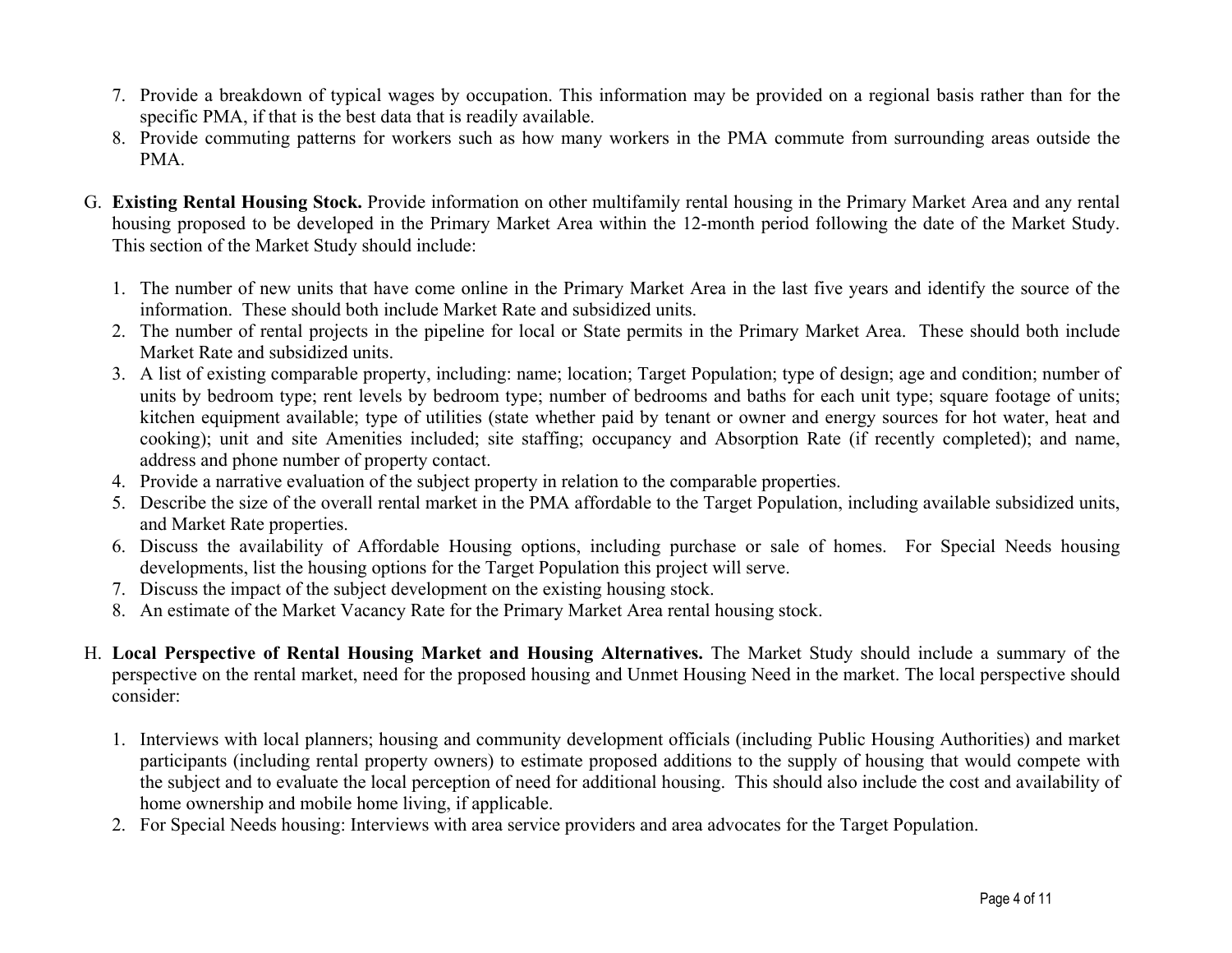7. Provide a breakdown of typical wages by occupation. This information may be provided on a regional basis rather than for the specific PMA, if that is the best data that is readily available.
8. Provide commuting patterns for workers such as how many workers in the PMA commute from surrounding areas outside the PMA.

G. **Existing Rental Housing Stock.** Provide information on other multifamily rental housing in the Primary Market Area and any rental housing proposed to be developed in the Primary Market Area within the 12-month period following the date of the Market Study. This section of the Market Study should include:

1. The number of new units that have come online in the Primary Market Area in the last five years and identify the source of the information. These should both include Market Rate and subsidized units.
2. The number of rental projects in the pipeline for local or State permits in the Primary Market Area. These should both include Market Rate and subsidized units.
3. A list of existing comparable property, including: name; location; Target Population; type of design; age and condition; number of units by bedroom type; rent levels by bedroom type; number of bedrooms and baths for each unit type; square footage of units; kitchen equipment available; type of utilities (state whether paid by tenant or owner and energy sources for hot water, heat and cooking); unit and site Amenities included; site staffing; occupancy and Absorption Rate (if recently completed); and name, address and phone number of property contact.
4. Provide a narrative evaluation of the subject property in relation to the comparable properties.
5. Describe the size of the overall rental market in the PMA affordable to the Target Population, including available subsidized units, and Market Rate properties.
6. Discuss the availability of Affordable Housing options, including purchase or sale of homes. For Special Needs housing developments, list the housing options for the Target Population this project will serve.
7. Discuss the impact of the subject development on the existing housing stock.
8. An estimate of the Market Vacancy Rate for the Primary Market Area rental housing stock.

H. **Local Perspective of Rental Housing Market and Housing Alternatives.** The Market Study should include a summary of the perspective on the rental market, need for the proposed housing and Unmet Housing Need in the market. The local perspective should consider:

1. Interviews with local planners; housing and community development officials (including Public Housing Authorities) and market participants (including rental property owners) to estimate proposed additions to the supply of housing that would compete with the subject and to evaluate the local perception of need for additional housing. This should also include the cost and availability of home ownership and mobile home living, if applicable.
2. For Special Needs housing: Interviews with area service providers and area advocates for the Target Population.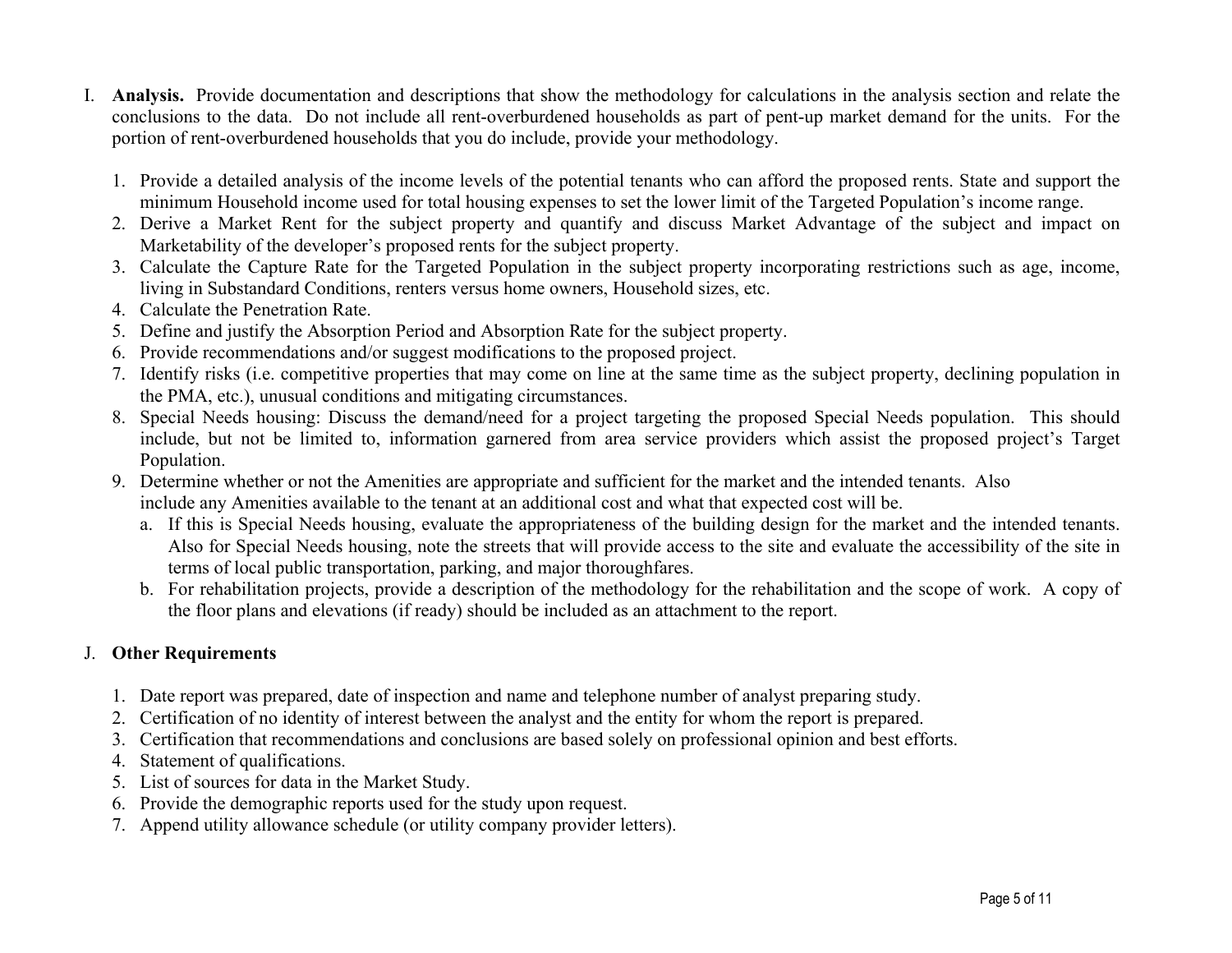I. **Analysis.** Provide documentation and descriptions that show the methodology for calculations in the analysis section and relate the conclusions to the data. Do not include all rent-overburdened households as part of pent-up market demand for the units. For the portion of rent-overburdened households that you do include, provide your methodology.

1. Provide a detailed analysis of the income levels of the potential tenants who can afford the proposed rents. State and support the minimum Household income used for total housing expenses to set the lower limit of the Targeted Population's income range.
2. Derive a Market Rent for the subject property and quantify and discuss Market Advantage of the subject and impact on Marketability of the developer's proposed rents for the subject property.
3. Calculate the Capture Rate for the Targeted Population in the subject property incorporating restrictions such as age, income, living in Substandard Conditions, renters versus home owners, Household sizes, etc.
4. Calculate the Penetration Rate.
5. Define and justify the Absorption Period and Absorption Rate for the subject property.
6. Provide recommendations and/or suggest modifications to the proposed project.
7. Identify risks (i.e. competitive properties that may come on line at the same time as the subject property, declining population in the PMA, etc.), unusual conditions and mitigating circumstances.
8. Special Needs housing: Discuss the demand/need for a project targeting the proposed Special Needs population. This should include, but not be limited to, information garnered from area service providers which assist the proposed project's Target Population.
9. Determine whether or not the Amenities are appropriate and sufficient for the market and the intended tenants. Also include any Amenities available to the tenant at an additional cost and what that expected cost will be.
   a. If this is Special Needs housing, evaluate the appropriateness of the building design for the market and the intended tenants. Also for Special Needs housing, note the streets that will provide access to the site and evaluate the accessibility of the site in terms of local public transportation, parking, and major thoroughfares.
   b. For rehabilitation projects, provide a description of the methodology for the rehabilitation and the scope of work. A copy of the floor plans and elevations (if ready) should be included as an attachment to the report.

J. **Other Requirements**

1. Date report was prepared, date of inspection and name and telephone number of analyst preparing study.
2. Certification of no identity of interest between the analyst and the entity for whom the report is prepared.
3. Certification that recommendations and conclusions are based solely on professional opinion and best efforts.
4. Statement of qualifications.
5. List of sources for data in the Market Study.
6. Provide the demographic reports used for the study upon request.
7. Append utility allowance schedule (or utility company provider letters).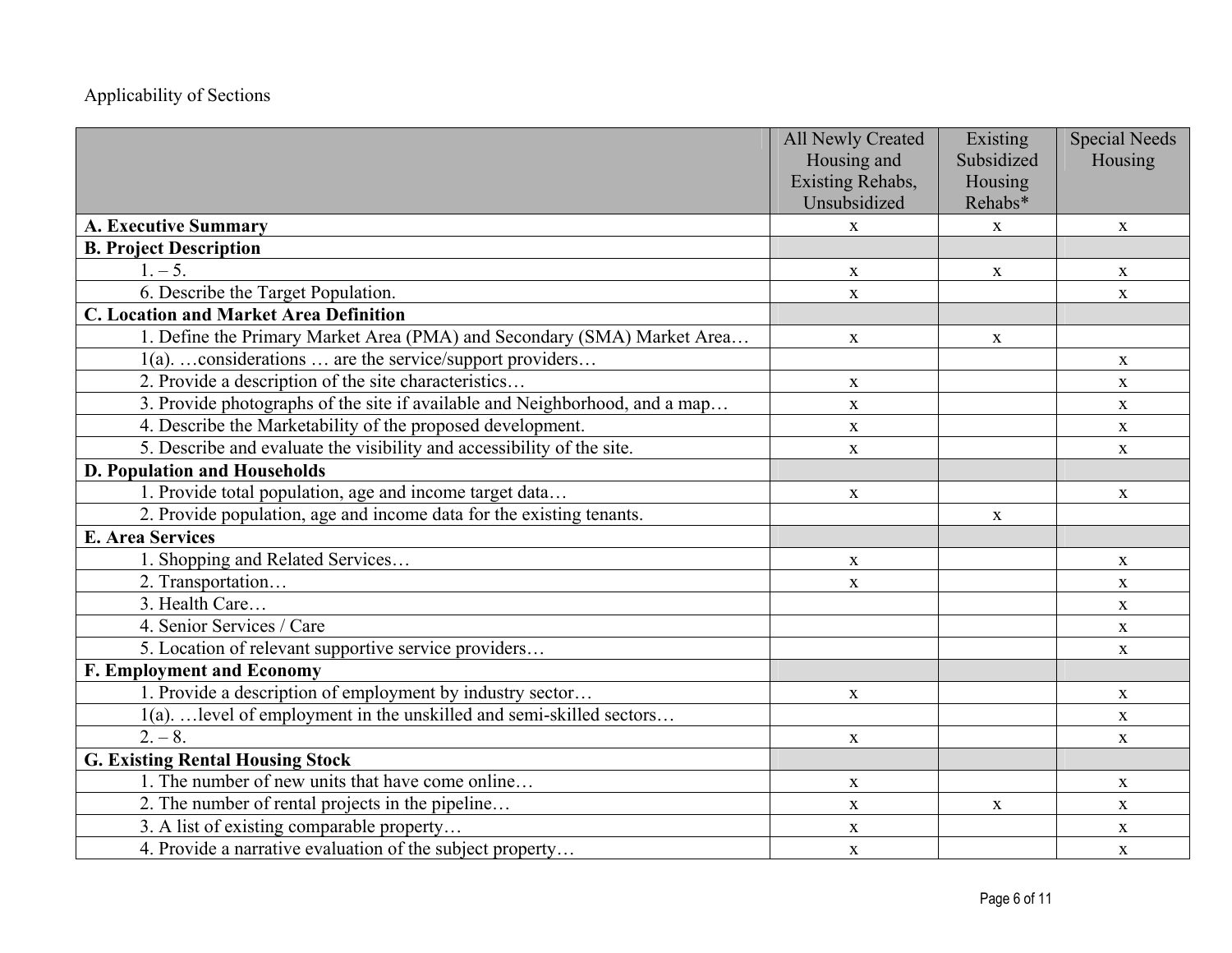Applicability of Sections

| | All Newly Created Housing and Existing Rehabs, Unsubsidized | Existing Subsidized Housing Rehabs* | Special Needs Housing |
|---|---|---|---|
| **A. Executive Summary** | x | x | x |
| **B. Project Description** | | | |
| 1. – 5. | x | x | x |
| 6. Describe the Target Population. | x | | x |
| **C. Location and Market Area Definition** | | | |
| 1. Define the Primary Market Area (PMA) and Secondary (SMA) Market Area… | x | x | |
| 1(a). …considerations … are the service/support providers… | | | x |
| 2. Provide a description of the site characteristics… | x | | x |
| 3. Provide photographs of the site if available and Neighborhood, and a map… | x | | x |
| 4. Describe the Marketability of the proposed development. | x | | x |
| 5. Describe and evaluate the visibility and accessibility of the site. | x | | x |
| **D. Population and Households** | | | |
| 1. Provide total population, age and income target data… | x | | x |
| 2. Provide population, age and income data for the existing tenants. | | x | |
| **E. Area Services** | | | |
| 1. Shopping and Related Services… | x | | x |
| 2. Transportation… | x | | x |
| 3. Health Care… | | | x |
| 4. Senior Services / Care | | | x |
| 5. Location of relevant supportive service providers… | | | x |
| **F. Employment and Economy** | | | |
| 1. Provide a description of employment by industry sector… | x | | x |
| 1(a). …level of employment in the unskilled and semi-skilled sectors… | | | x |
| 2. – 8. | x | | x |
| **G. Existing Rental Housing Stock** | | | |
| 1. The number of new units that have come online… | x | | x |
| 2. The number of rental projects in the pipeline… | x | x | x |
| 3. A list of existing comparable property… | x | | x |
| 4. Provide a narrative evaluation of the subject property… | x | | x |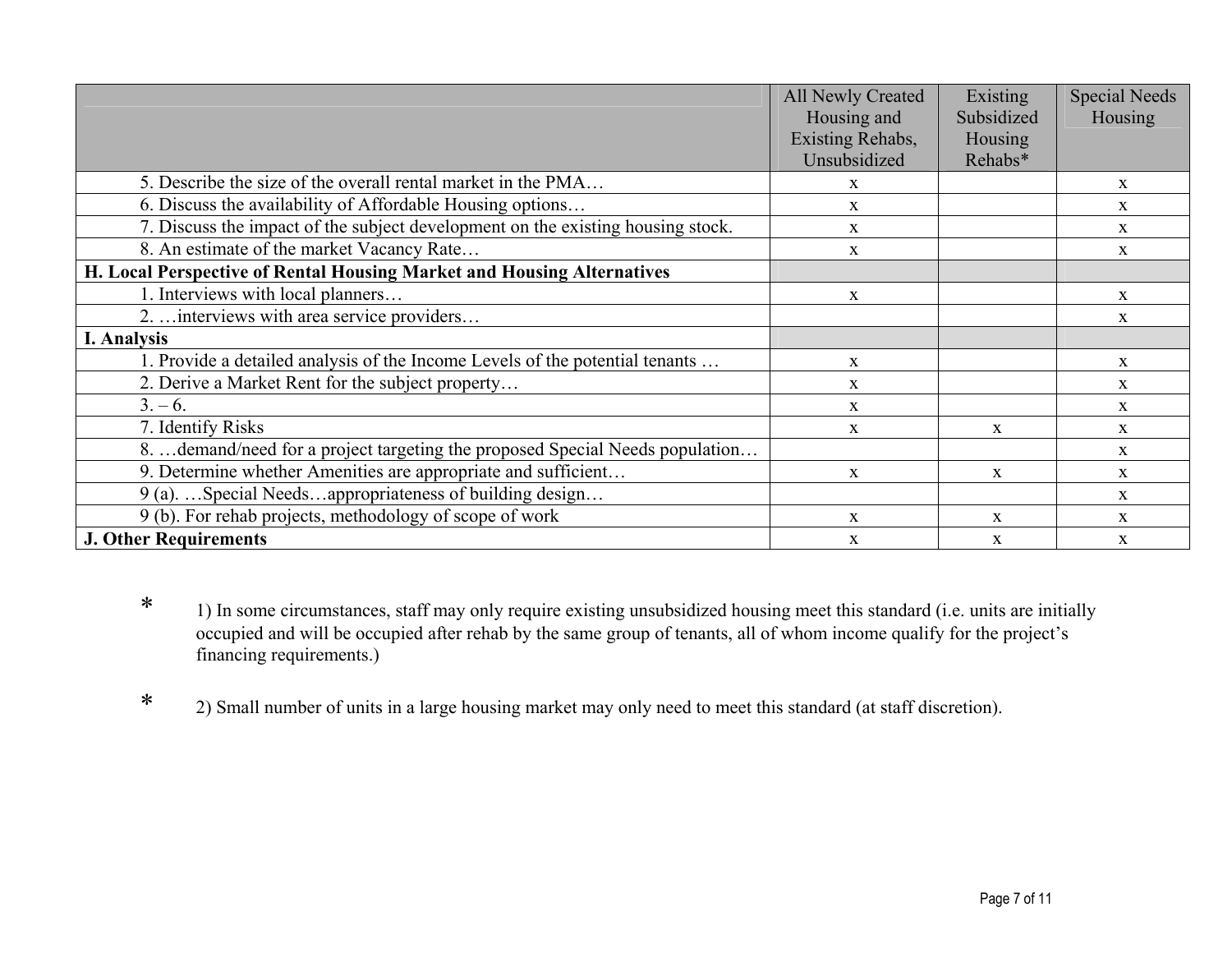| | All Newly Created Housing and Existing Rehabs, Unsubsidized | Existing Subsidized Housing Rehabs* | Special Needs Housing |
|---|---|---|---|
| 5. Describe the size of the overall rental market in the PMA… | x | | x |
| 6. Discuss the availability of Affordable Housing options… | x | | x |
| 7. Discuss the impact of the subject development on the existing housing stock. | x | | x |
| 8. An estimate of the market Vacancy Rate… | x | | x |
| **H. Local Perspective of Rental Housing Market and Housing Alternatives** | | | |
| 1. Interviews with local planners… | x | | x |
| 2. …interviews with area service providers… | | | x |
| **I. Analysis** | | | |
| 1. Provide a detailed analysis of the Income Levels of the potential tenants … | x | | x |
| 2. Derive a Market Rent for the subject property… | x | | x |
| 3. – 6. | x | | x |
| 7. Identify Risks | x | x | x |
| 8. …demand/need for a project targeting the proposed Special Needs population… | | | x |
| 9. Determine whether Amenities are appropriate and sufficient… | x | x | x |
| 9 (a). …Special Needs…appropriateness of building design… | | | x |
| 9 (b). For rehab projects, methodology of scope of work | x | x | x |
| **J. Other Requirements** | x | x | x |

\* 1) In some circumstances, staff may only require existing unsubsidized housing meet this standard (i.e. units are initially occupied and will be occupied after rehab by the same group of tenants, all of whom income qualify for the project's financing requirements.)

\* 2) Small number of units in a large housing market may only need to meet this standard (at staff discretion).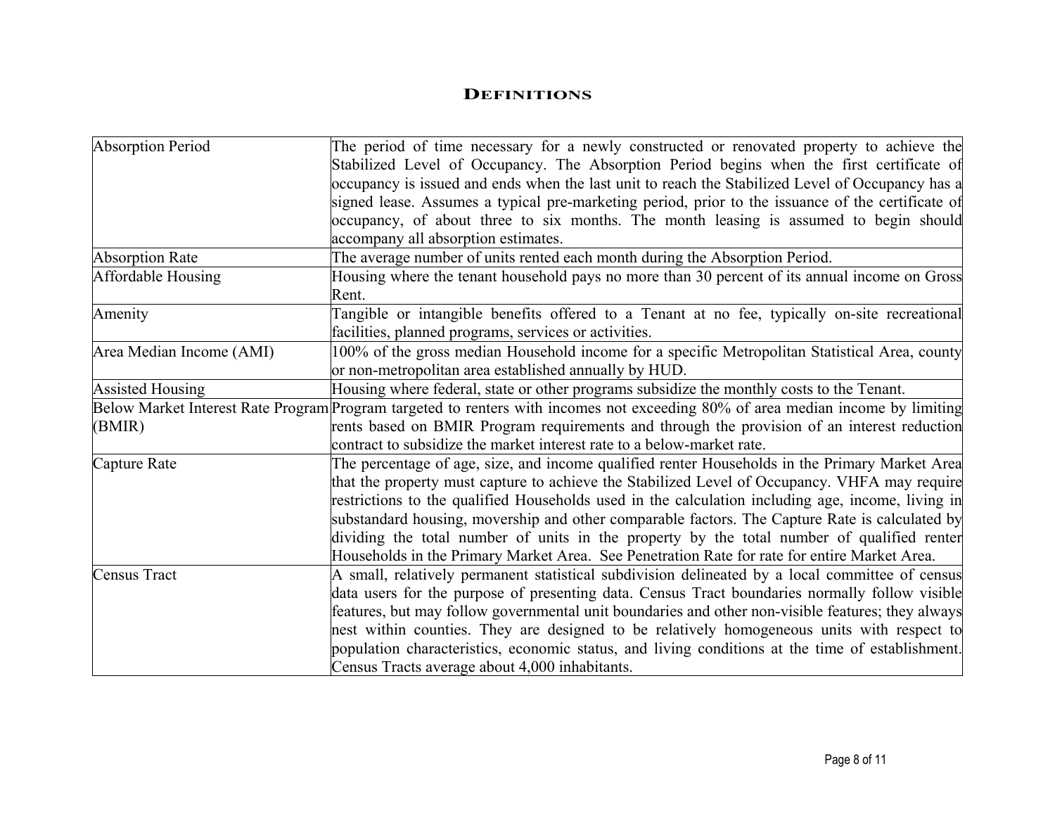## DEFINITIONS

| | |
|---|---|
| Absorption Period | The period of time necessary for a newly constructed or renovated property to achieve the Stabilized Level of Occupancy. The Absorption Period begins when the first certificate of occupancy is issued and ends when the last unit to reach the Stabilized Level of Occupancy has a signed lease. Assumes a typical pre-marketing period, prior to the issuance of the certificate of occupancy, of about three to six months. The month leasing is assumed to begin should accompany all absorption estimates. |
| Absorption Rate | The average number of units rented each month during the Absorption Period. |
| Affordable Housing | Housing where the tenant household pays no more than 30 percent of its annual income on Gross Rent. |
| Amenity | Tangible or intangible benefits offered to a Tenant at no fee, typically on-site recreational facilities, planned programs, services or activities. |
| Area Median Income (AMI) | 100% of the gross median Household income for a specific Metropolitan Statistical Area, county or non-metropolitan area established annually by HUD. |
| Assisted Housing | Housing where federal, state or other programs subsidize the monthly costs to the Tenant. |
| Below Market Interest Rate Program (BMIR) | Program targeted to renters with incomes not exceeding 80% of area median income by limiting rents based on BMIR Program requirements and through the provision of an interest reduction contract to subsidize the market interest rate to a below-market rate. |
| Capture Rate | The percentage of age, size, and income qualified renter Households in the Primary Market Area that the property must capture to achieve the Stabilized Level of Occupancy. VHFA may require restrictions to the qualified Households used in the calculation including age, income, living in substandard housing, movership and other comparable factors. The Capture Rate is calculated by dividing the total number of units in the property by the total number of qualified renter Households in the Primary Market Area. See Penetration Rate for rate for entire Market Area. |
| Census Tract | A small, relatively permanent statistical subdivision delineated by a local committee of census data users for the purpose of presenting data. Census Tract boundaries normally follow visible features, but may follow governmental unit boundaries and other non-visible features; they always nest within counties. They are designed to be relatively homogeneous units with respect to population characteristics, economic status, and living conditions at the time of establishment. Census Tracts average about 4,000 inhabitants. |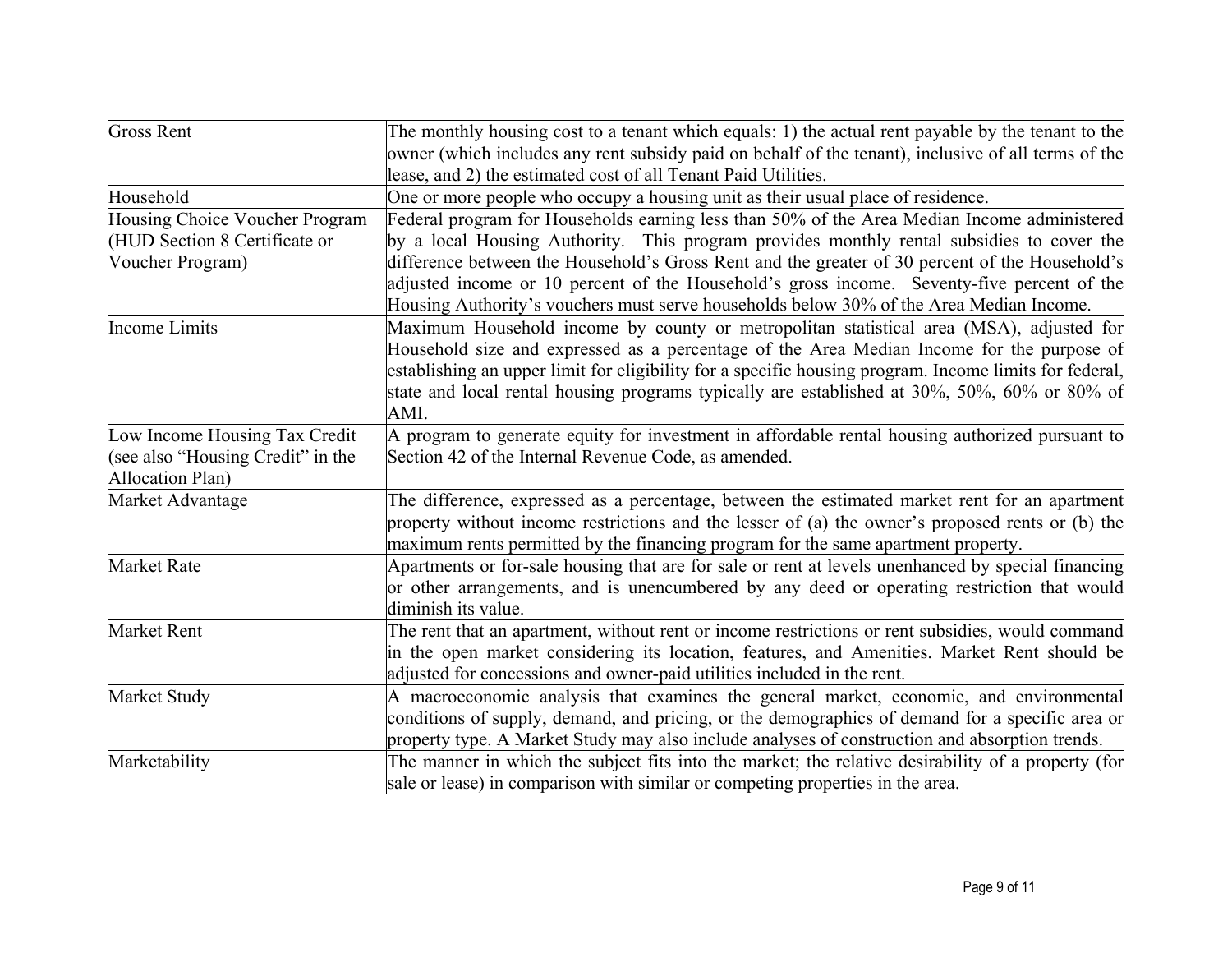| | |
|---|---|
| Gross Rent | The monthly housing cost to a tenant which equals: 1) the actual rent payable by the tenant to the owner (which includes any rent subsidy paid on behalf of the tenant), inclusive of all terms of the lease, and 2) the estimated cost of all Tenant Paid Utilities. |
| Household | One or more people who occupy a housing unit as their usual place of residence. |
| Housing Choice Voucher Program (HUD Section 8 Certificate or Voucher Program) | Federal program for Households earning less than 50% of the Area Median Income administered by a local Housing Authority. This program provides monthly rental subsidies to cover the difference between the Household's Gross Rent and the greater of 30 percent of the Household's adjusted income or 10 percent of the Household's gross income. Seventy-five percent of the Housing Authority's vouchers must serve households below 30% of the Area Median Income. |
| Income Limits | Maximum Household income by county or metropolitan statistical area (MSA), adjusted for Household size and expressed as a percentage of the Area Median Income for the purpose of establishing an upper limit for eligibility for a specific housing program. Income limits for federal, state and local rental housing programs typically are established at 30%, 50%, 60% or 80% of AMI. |
| Low Income Housing Tax Credit (see also "Housing Credit" in the Allocation Plan) | A program to generate equity for investment in affordable rental housing authorized pursuant to Section 42 of the Internal Revenue Code, as amended. |
| Market Advantage | The difference, expressed as a percentage, between the estimated market rent for an apartment property without income restrictions and the lesser of (a) the owner's proposed rents or (b) the maximum rents permitted by the financing program for the same apartment property. |
| Market Rate | Apartments or for-sale housing that are for sale or rent at levels unenhanced by special financing or other arrangements, and is unencumbered by any deed or operating restriction that would diminish its value. |
| Market Rent | The rent that an apartment, without rent or income restrictions or rent subsidies, would command in the open market considering its location, features, and Amenities. Market Rent should be adjusted for concessions and owner-paid utilities included in the rent. |
| Market Study | A macroeconomic analysis that examines the general market, economic, and environmental conditions of supply, demand, and pricing, or the demographics of demand for a specific area or property type. A Market Study may also include analyses of construction and absorption trends. |
| Marketability | The manner in which the subject fits into the market; the relative desirability of a property (for sale or lease) in comparison with similar or competing properties in the area. |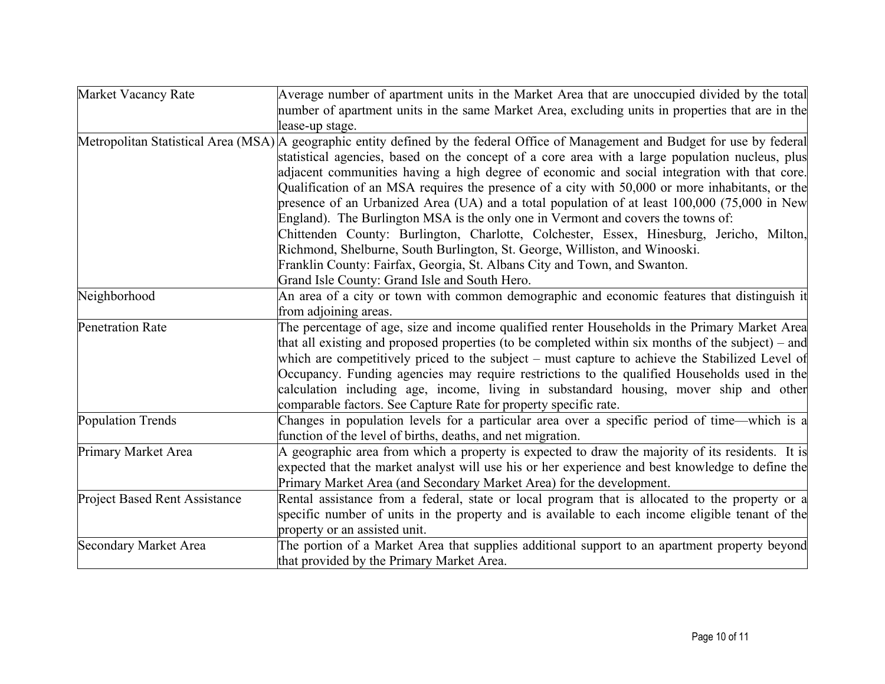| | |
|---|---|
| Market Vacancy Rate | Average number of apartment units in the Market Area that are unoccupied divided by the total number of apartment units in the same Market Area, excluding units in properties that are in the lease-up stage. |
| Metropolitan Statistical Area (MSA) | A geographic entity defined by the federal Office of Management and Budget for use by federal statistical agencies, based on the concept of a core area with a large population nucleus, plus adjacent communities having a high degree of economic and social integration with that core. Qualification of an MSA requires the presence of a city with 50,000 or more inhabitants, or the presence of an Urbanized Area (UA) and a total population of at least 100,000 (75,000 in New England). The Burlington MSA is the only one in Vermont and covers the towns of:<br>Chittenden County: Burlington, Charlotte, Colchester, Essex, Hinesburg, Jericho, Milton, Richmond, Shelburne, South Burlington, St. George, Williston, and Winooski.<br>Franklin County: Fairfax, Georgia, St. Albans City and Town, and Swanton.<br>Grand Isle County: Grand Isle and South Hero. |
| Neighborhood | An area of a city or town with common demographic and economic features that distinguish it from adjoining areas. |
| Penetration Rate | The percentage of age, size and income qualified renter Households in the Primary Market Area that all existing and proposed properties (to be completed within six months of the subject) – and which are competitively priced to the subject – must capture to achieve the Stabilized Level of Occupancy. Funding agencies may require restrictions to the qualified Households used in the calculation including age, income, living in substandard housing, mover ship and other comparable factors. See Capture Rate for property specific rate. |
| Population Trends | Changes in population levels for a particular area over a specific period of time—which is a function of the level of births, deaths, and net migration. |
| Primary Market Area | A geographic area from which a property is expected to draw the majority of its residents. It is expected that the market analyst will use his or her experience and best knowledge to define the Primary Market Area (and Secondary Market Area) for the development. |
| Project Based Rent Assistance | Rental assistance from a federal, state or local program that is allocated to the property or a specific number of units in the property and is available to each income eligible tenant of the property or an assisted unit. |
| Secondary Market Area | The portion of a Market Area that supplies additional support to an apartment property beyond that provided by the Primary Market Area. |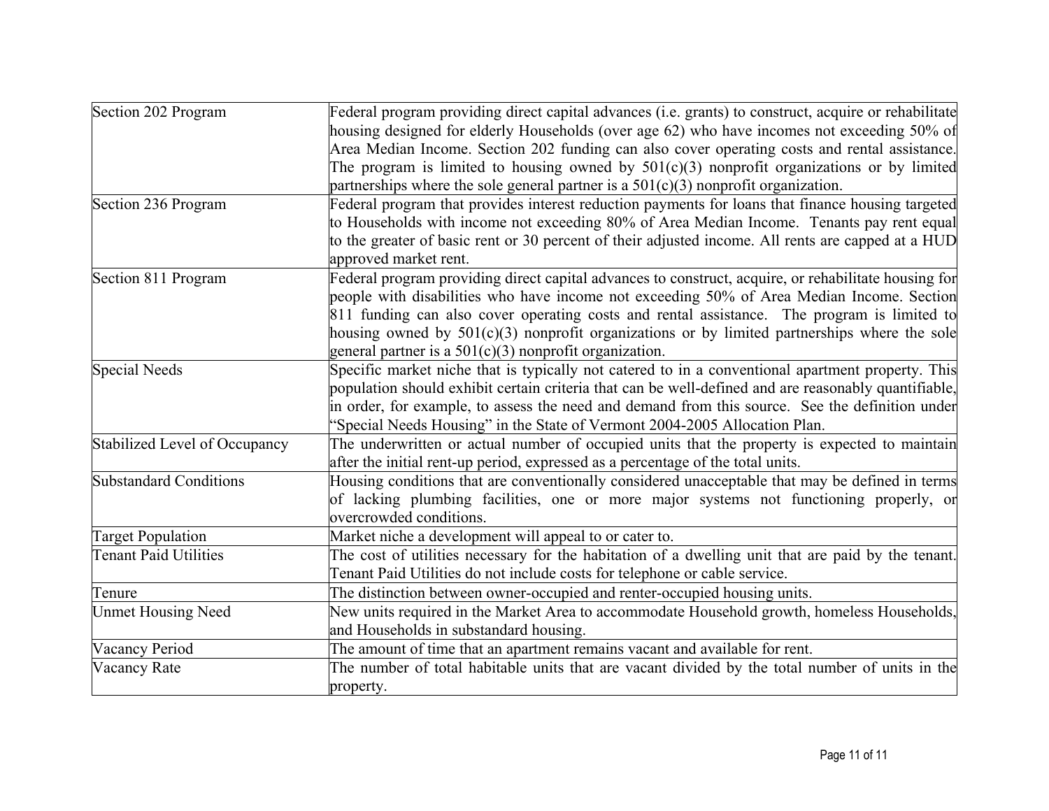| | |
|---|---|
| Section 202 Program | Federal program providing direct capital advances (i.e. grants) to construct, acquire or rehabilitate housing designed for elderly Households (over age 62) who have incomes not exceeding 50% of Area Median Income. Section 202 funding can also cover operating costs and rental assistance. The program is limited to housing owned by 501(c)(3) nonprofit organizations or by limited partnerships where the sole general partner is a 501(c)(3) nonprofit organization. |
| Section 236 Program | Federal program that provides interest reduction payments for loans that finance housing targeted to Households with income not exceeding 80% of Area Median Income. Tenants pay rent equal to the greater of basic rent or 30 percent of their adjusted income. All rents are capped at a HUD approved market rent. |
| Section 811 Program | Federal program providing direct capital advances to construct, acquire, or rehabilitate housing for people with disabilities who have income not exceeding 50% of Area Median Income. Section 811 funding can also cover operating costs and rental assistance. The program is limited to housing owned by 501(c)(3) nonprofit organizations or by limited partnerships where the sole general partner is a 501(c)(3) nonprofit organization. |
| Special Needs | Specific market niche that is typically not catered to in a conventional apartment property. This population should exhibit certain criteria that can be well-defined and are reasonably quantifiable, in order, for example, to assess the need and demand from this source. See the definition under "Special Needs Housing" in the State of Vermont 2004-2005 Allocation Plan. |
| Stabilized Level of Occupancy | The underwritten or actual number of occupied units that the property is expected to maintain after the initial rent-up period, expressed as a percentage of the total units. |
| Substandard Conditions | Housing conditions that are conventionally considered unacceptable that may be defined in terms of lacking plumbing facilities, one or more major systems not functioning properly, or overcrowded conditions. |
| Target Population | Market niche a development will appeal to or cater to. |
| Tenant Paid Utilities | The cost of utilities necessary for the habitation of a dwelling unit that are paid by the tenant. Tenant Paid Utilities do not include costs for telephone or cable service. |
| Tenure | The distinction between owner-occupied and renter-occupied housing units. |
| Unmet Housing Need | New units required in the Market Area to accommodate Household growth, homeless Households, and Households in substandard housing. |
| Vacancy Period | The amount of time that an apartment remains vacant and available for rent. |
| Vacancy Rate | The number of total habitable units that are vacant divided by the total number of units in the property. |